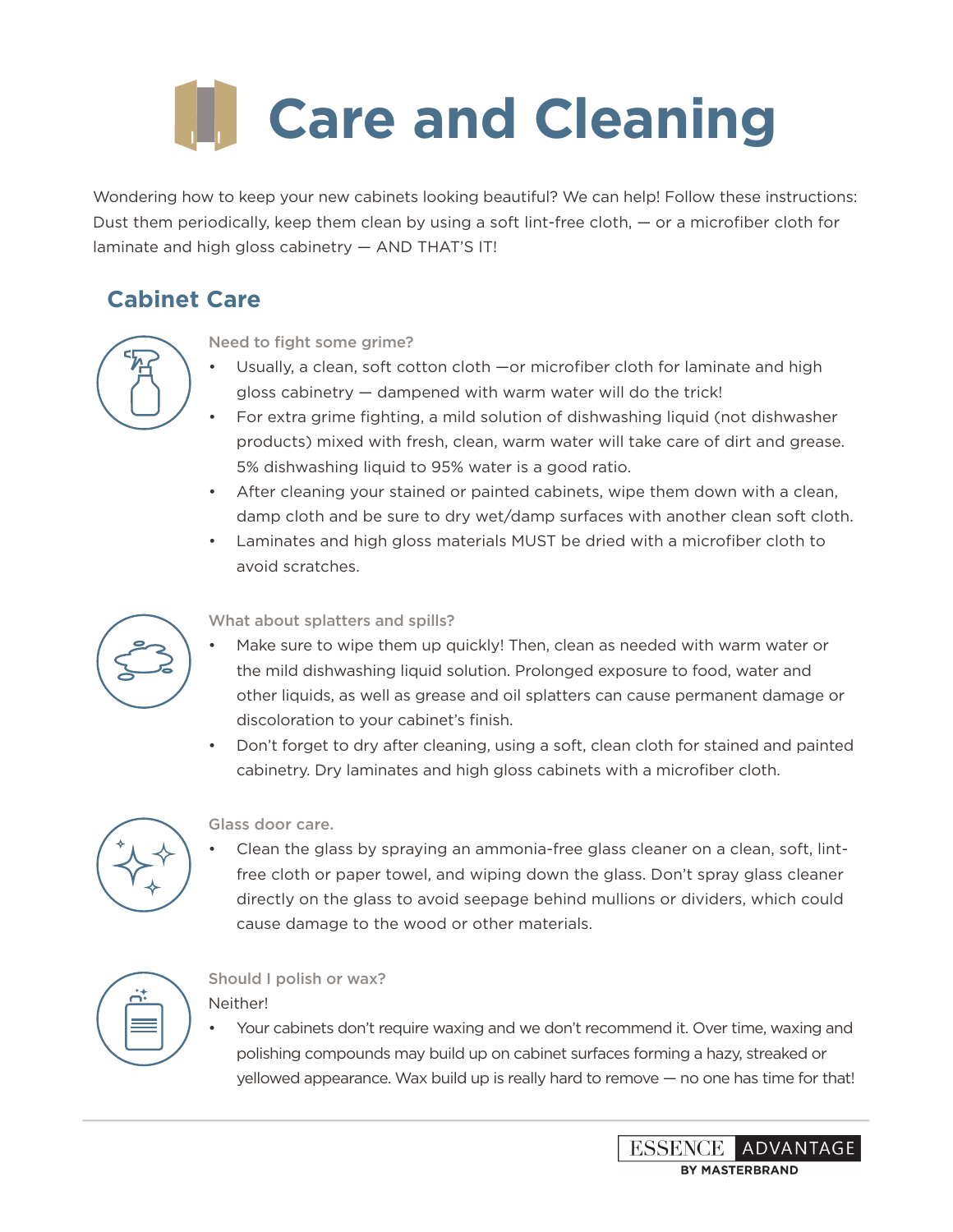# Care and Cleaning

Wondering how to keep your new cabinets looking beautiful? We can help! Follow these instructions: Dust them periodically, keep them clean by using a soft lint-free cloth, — or a microfiber cloth for laminate and high gloss cabinetry — AND THAT'S IT!

## Cabinet Care

### Need to fight some grime?

- Usually, a clean, soft cotton cloth —or microfiber cloth for laminate and high gloss cabinetry — dampened with warm water will do the trick!
- For extra grime fighting, a mild solution of dishwashing liquid (not dishwasher products) mixed with fresh, clean, warm water will take care of dirt and grease. 5% dishwashing liquid to 95% water is a good ratio.
- After cleaning your stained or painted cabinets, wipe them down with a clean, damp cloth and be sure to dry wet/damp surfaces with another clean soft cloth.
- Laminates and high gloss materials MUST be dried with a microfiber cloth to avoid scratches.

### What about splatters and spills?

- Make sure to wipe them up quickly! Then, clean as needed with warm water or the mild dishwashing liquid solution. Prolonged exposure to food, water and other liquids, as well as grease and oil splatters can cause permanent damage or discoloration to your cabinet's finish.
- Don't forget to dry after cleaning, using a soft, clean cloth for stained and painted cabinetry. Dry laminates and high gloss cabinets with a microfiber cloth.

### Glass door care.

- Clean the glass by spraying an ammonia-free glass cleaner on a clean, soft, lint-free cloth or paper towel, and wiping down the glass. Don't spray glass cleaner directly on the glass to avoid seepage behind mullions or dividers, which could cause damage to the wood or other materials.

### Should I polish or wax?

Neither!

- Your cabinets don't require waxing and we don't recommend it. Over time, waxing and polishing compounds may build up on cabinet surfaces forming a hazy, streaked or yellowed appearance. Wax build up is really hard to remove — no one has time for that!

ESSENCE ADVANTAGE BY MASTERBRAND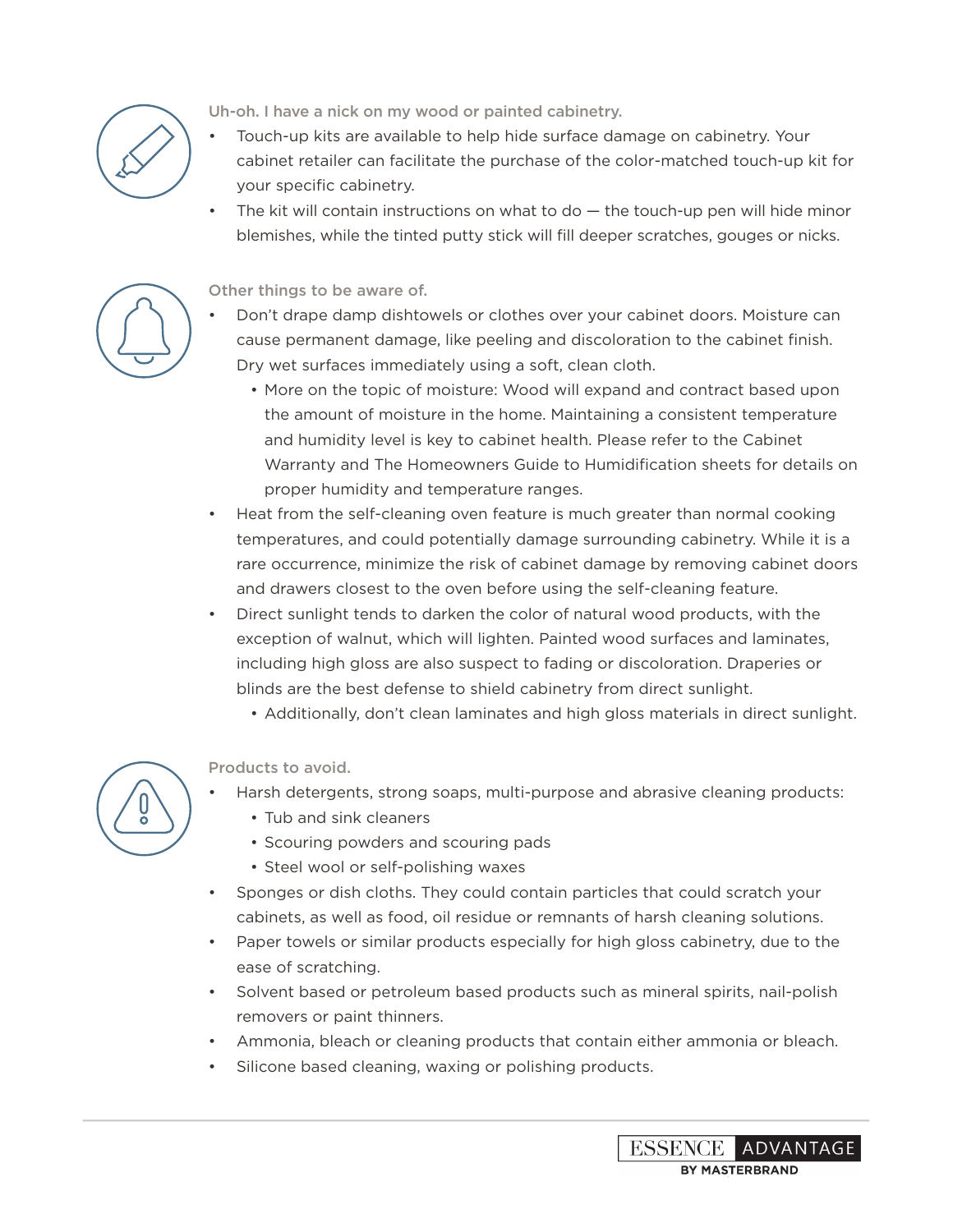### Uh-oh. I have a nick on my wood or painted cabinetry.

- Touch-up kits are available to help hide surface damage on cabinetry. Your cabinet retailer can facilitate the purchase of the color-matched touch-up kit for your specific cabinetry.
- The kit will contain instructions on what to do — the touch-up pen will hide minor blemishes, while the tinted putty stick will fill deeper scratches, gouges or nicks.

### Other things to be aware of.

- Don't drape damp dishtowels or clothes over your cabinet doors. Moisture can cause permanent damage, like peeling and discoloration to the cabinet finish. Dry wet surfaces immediately using a soft, clean cloth.
  - More on the topic of moisture: Wood will expand and contract based upon the amount of moisture in the home. Maintaining a consistent temperature and humidity level is key to cabinet health. Please refer to the Cabinet Warranty and The Homeowners Guide to Humidification sheets for details on proper humidity and temperature ranges.
- Heat from the self-cleaning oven feature is much greater than normal cooking temperatures, and could potentially damage surrounding cabinetry. While it is a rare occurrence, minimize the risk of cabinet damage by removing cabinet doors and drawers closest to the oven before using the self-cleaning feature.
- Direct sunlight tends to darken the color of natural wood products, with the exception of walnut, which will lighten. Painted wood surfaces and laminates, including high gloss are also suspect to fading or discoloration. Draperies or blinds are the best defense to shield cabinetry from direct sunlight.
  - Additionally, don't clean laminates and high gloss materials in direct sunlight.

### Products to avoid.

- Harsh detergents, strong soaps, multi-purpose and abrasive cleaning products:
  - Tub and sink cleaners
  - Scouring powders and scouring pads
  - Steel wool or self-polishing waxes
- Sponges or dish cloths. They could contain particles that could scratch your cabinets, as well as food, oil residue or remnants of harsh cleaning solutions.
- Paper towels or similar products especially for high gloss cabinetry, due to the ease of scratching.
- Solvent based or petroleum based products such as mineral spirits, nail-polish removers or paint thinners.
- Ammonia, bleach or cleaning products that contain either ammonia or bleach.
- Silicone based cleaning, waxing or polishing products.